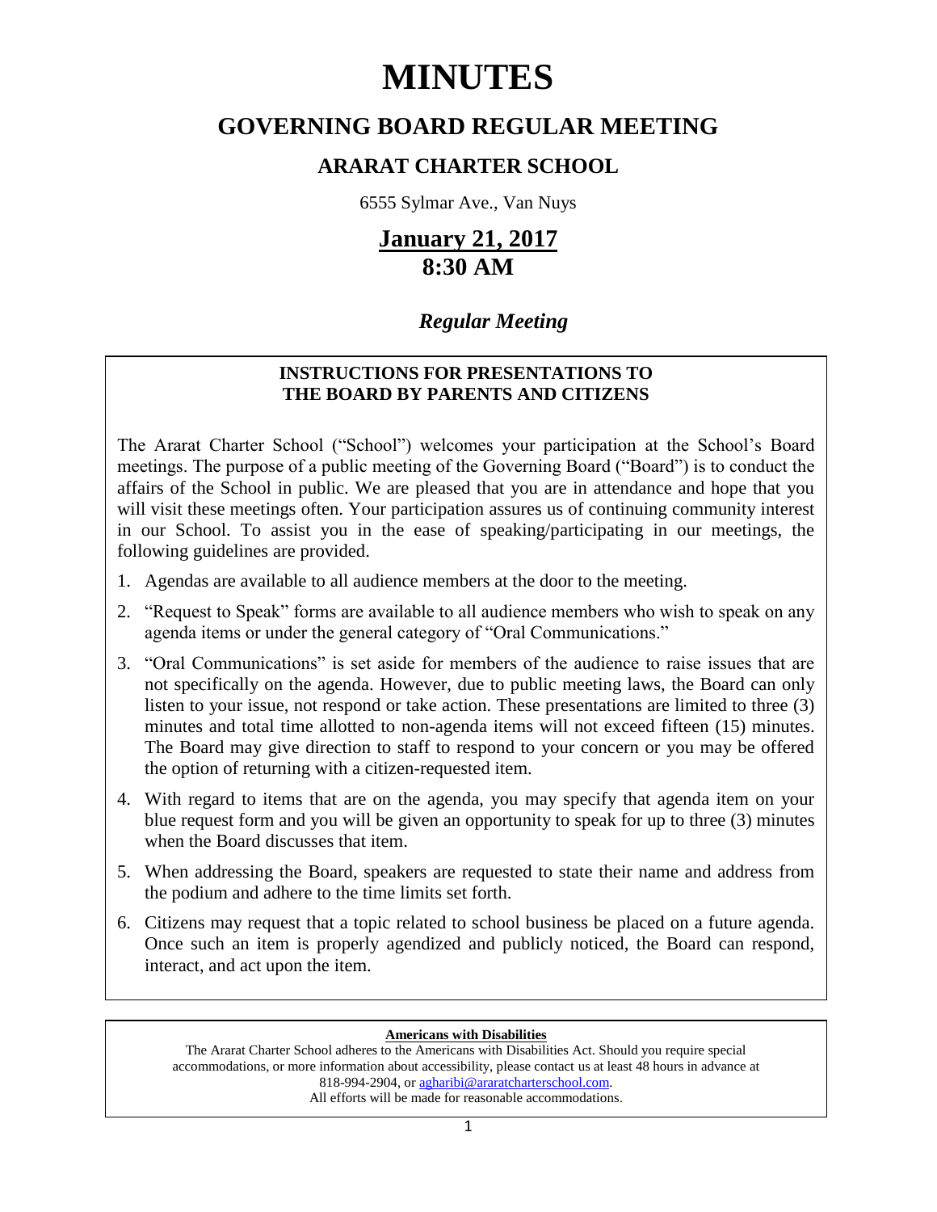# MINUTES

## GOVERNING BOARD REGULAR MEETING

### ARARAT CHARTER SCHOOL

6555 Sylmar Ave., Van Nuys

**January 21, 2017**
**8:30 AM**

***Regular Meeting***

**INSTRUCTIONS FOR PRESENTATIONS TO THE BOARD BY PARENTS AND CITIZENS**

The Ararat Charter School ("School") welcomes your participation at the School's Board meetings. The purpose of a public meeting of the Governing Board ("Board") is to conduct the affairs of the School in public. We are pleased that you are in attendance and hope that you will visit these meetings often. Your participation assures us of continuing community interest in our School. To assist you in the ease of speaking/participating in our meetings, the following guidelines are provided.

1. Agendas are available to all audience members at the door to the meeting.
2. "Request to Speak" forms are available to all audience members who wish to speak on any agenda items or under the general category of "Oral Communications."
3. "Oral Communications" is set aside for members of the audience to raise issues that are not specifically on the agenda. However, due to public meeting laws, the Board can only listen to your issue, not respond or take action. These presentations are limited to three (3) minutes and total time allotted to non-agenda items will not exceed fifteen (15) minutes. The Board may give direction to staff to respond to your concern or you may be offered the option of returning with a citizen-requested item.
4. With regard to items that are on the agenda, you may specify that agenda item on your blue request form and you will be given an opportunity to speak for up to three (3) minutes when the Board discusses that item.
5. When addressing the Board, speakers are requested to state their name and address from the podium and adhere to the time limits set forth.
6. Citizens may request that a topic related to school business be placed on a future agenda. Once such an item is properly agendized and publicly noticed, the Board can respond, interact, and act upon the item.

**Americans with Disabilities**

The Ararat Charter School adheres to the Americans with Disabilities Act. Should you require special accommodations, or more information about accessibility, please contact us at least 48 hours in advance at 818-994-2904, or agharibi@araratcharterschool.com.
All efforts will be made for reasonable accommodations.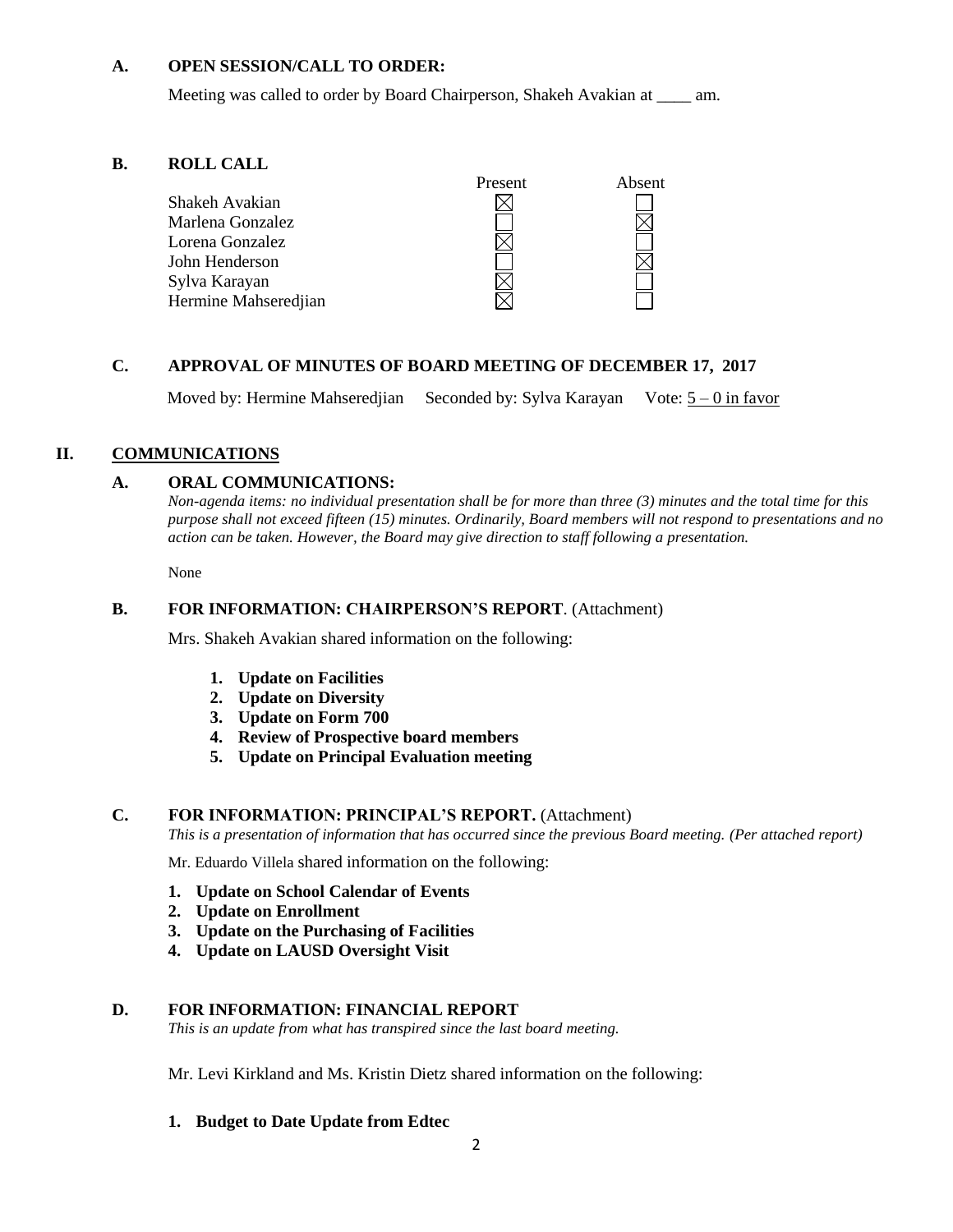### A. OPEN SESSION/CALL TO ORDER:

Meeting was called to order by Board Chairperson, Shakeh Avakian at ____ am.

### B. ROLL CALL

| | Present | Absent |
|---|---|---|
| Shakeh Avakian | ☒ | ☐ |
| Marlena Gonzalez | ☐ | ☒ |
| Lorena Gonzalez | ☒ | ☐ |
| John Henderson | ☐ | ☒ |
| Sylva Karayan | ☒ | ☐ |
| Hermine Mahseredjian | ☒ | ☐ |

### C. APPROVAL OF MINUTES OF BOARD MEETING OF DECEMBER 17, 2017

Moved by: Hermine Mahseredjian Seconded by: Sylva Karayan Vote: 5 – 0 in favor

## II. COMMUNICATIONS

### A. ORAL COMMUNICATIONS:

*Non-agenda items: no individual presentation shall be for more than three (3) minutes and the total time for this purpose shall not exceed fifteen (15) minutes. Ordinarily, Board members will not respond to presentations and no action can be taken. However, the Board may give direction to staff following a presentation.*

None

### B. FOR INFORMATION: CHAIRPERSON'S REPORT. (Attachment)

Mrs. Shakeh Avakian shared information on the following:

1. **Update on Facilities**
2. **Update on Diversity**
3. **Update on Form 700**
4. **Review of Prospective board members**
5. **Update on Principal Evaluation meeting**

### C. FOR INFORMATION: PRINCIPAL'S REPORT. (Attachment)

*This is a presentation of information that has occurred since the previous Board meeting. (Per attached report)*

Mr. Eduardo Villela shared information on the following:

1. **Update on School Calendar of Events**
2. **Update on Enrollment**
3. **Update on the Purchasing of Facilities**
4. **Update on LAUSD Oversight Visit**

### D. FOR INFORMATION: FINANCIAL REPORT

*This is an update from what has transpired since the last board meeting.*

Mr. Levi Kirkland and Ms. Kristin Dietz shared information on the following:

1. **Budget to Date Update from Edtec**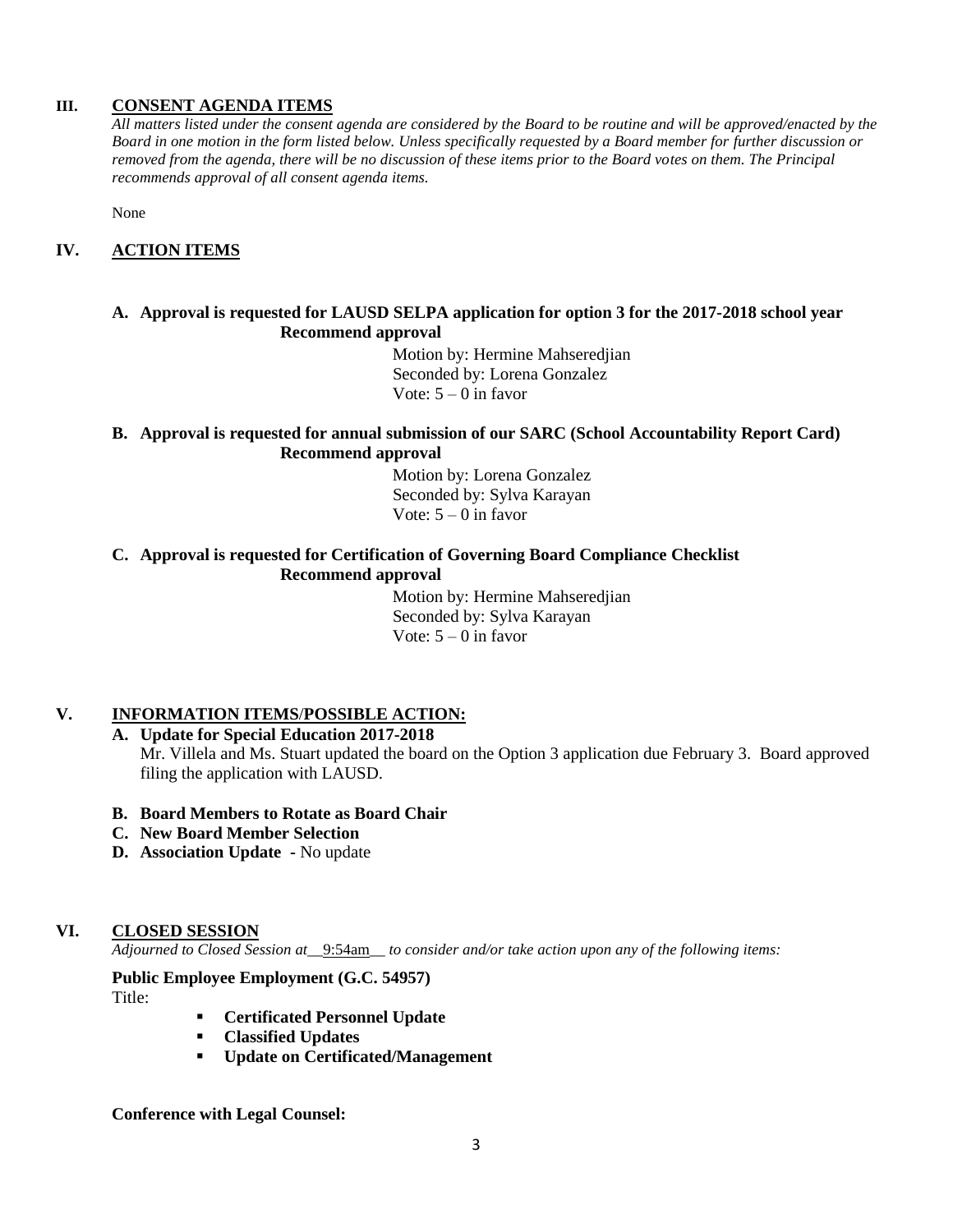## III. CONSENT AGENDA ITEMS

*All matters listed under the consent agenda are considered by the Board to be routine and will be approved/enacted by the Board in one motion in the form listed below. Unless specifically requested by a Board member for further discussion or removed from the agenda, there will be no discussion of these items prior to the Board votes on them. The Principal recommends approval of all consent agenda items.*

None

## IV. ACTION ITEMS

**A. Approval is requested for LAUSD SELPA application for option 3 for the 2017-2018 school year**
**Recommend approval**

Motion by: Hermine Mahseredjian
Seconded by: Lorena Gonzalez
Vote: 5 – 0 in favor

**B. Approval is requested for annual submission of our SARC (School Accountability Report Card)**
**Recommend approval**

Motion by: Lorena Gonzalez
Seconded by: Sylva Karayan
Vote: 5 – 0 in favor

**C. Approval is requested for Certification of Governing Board Compliance Checklist**
**Recommend approval**

Motion by: Hermine Mahseredjian
Seconded by: Sylva Karayan
Vote: 5 – 0 in favor

## V. INFORMATION ITEMS/POSSIBLE ACTION:

**A. Update for Special Education 2017-2018**
Mr. Villela and Ms. Stuart updated the board on the Option 3 application due February 3. Board approved filing the application with LAUSD.

**B. Board Members to Rotate as Board Chair**

**C. New Board Member Selection**

**D. Association Update** - No update

## VI. CLOSED SESSION

*Adjourned to Closed Session at*__9:54am__ *to consider and/or take action upon any of the following items:*

**Public Employee Employment (G.C. 54957)**
Title:

- **Certificated Personnel Update**
- **Classified Updates**
- **Update on Certificated/Management**

**Conference with Legal Counsel:**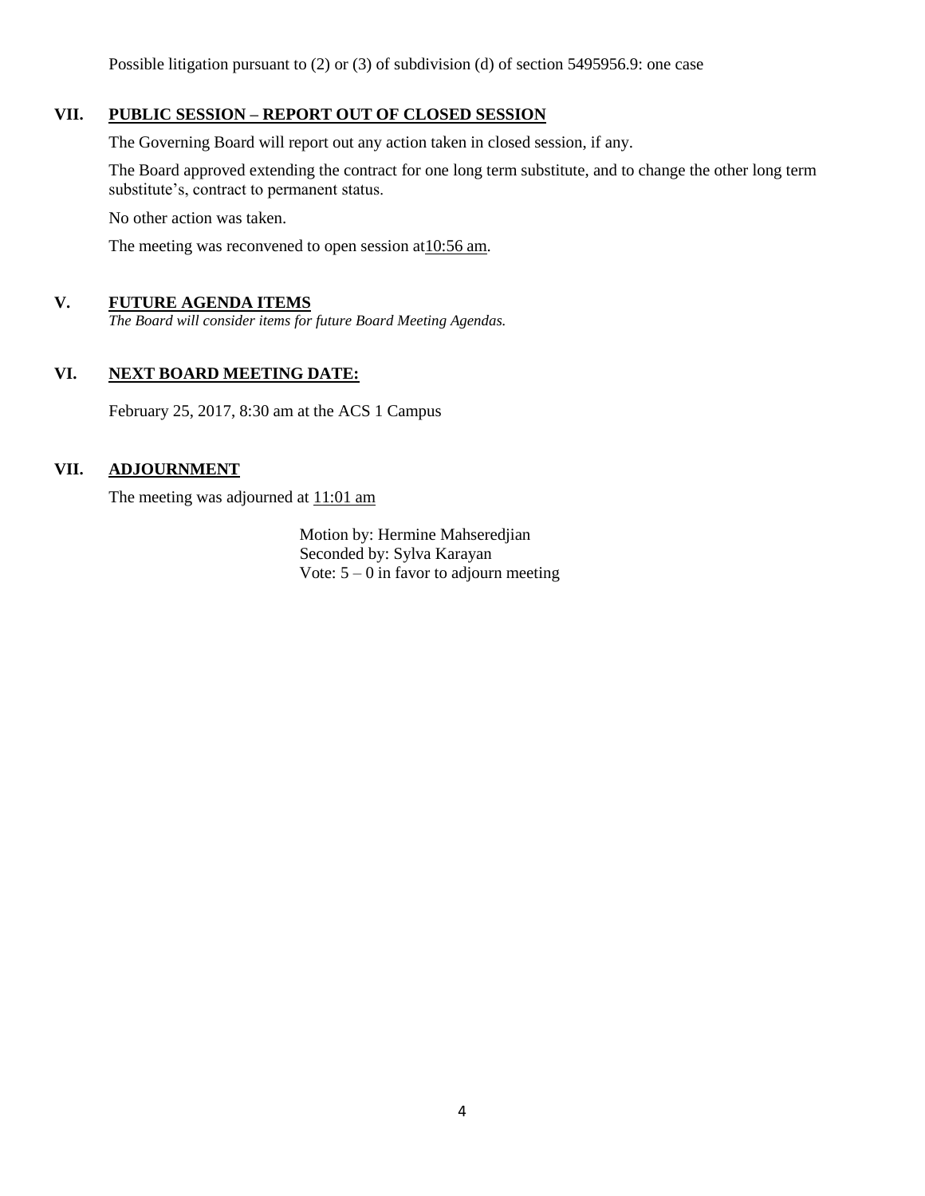Possible litigation pursuant to (2) or (3) of subdivision (d) of section 5495956.9: one case

## VII. PUBLIC SESSION – REPORT OUT OF CLOSED SESSION

The Governing Board will report out any action taken in closed session, if any.

The Board approved extending the contract for one long term substitute, and to change the other long term substitute's, contract to permanent status.

No other action was taken.

The meeting was reconvened to open session at10:56 am.

## V. FUTURE AGENDA ITEMS

*The Board will consider items for future Board Meeting Agendas.*

## VI. NEXT BOARD MEETING DATE:

February 25, 2017, 8:30 am at the ACS 1 Campus

## VII. ADJOURNMENT

The meeting was adjourned at 11:01 am

Motion by: Hermine Mahseredjian
Seconded by: Sylva Karayan
Vote: 5 – 0 in favor to adjourn meeting